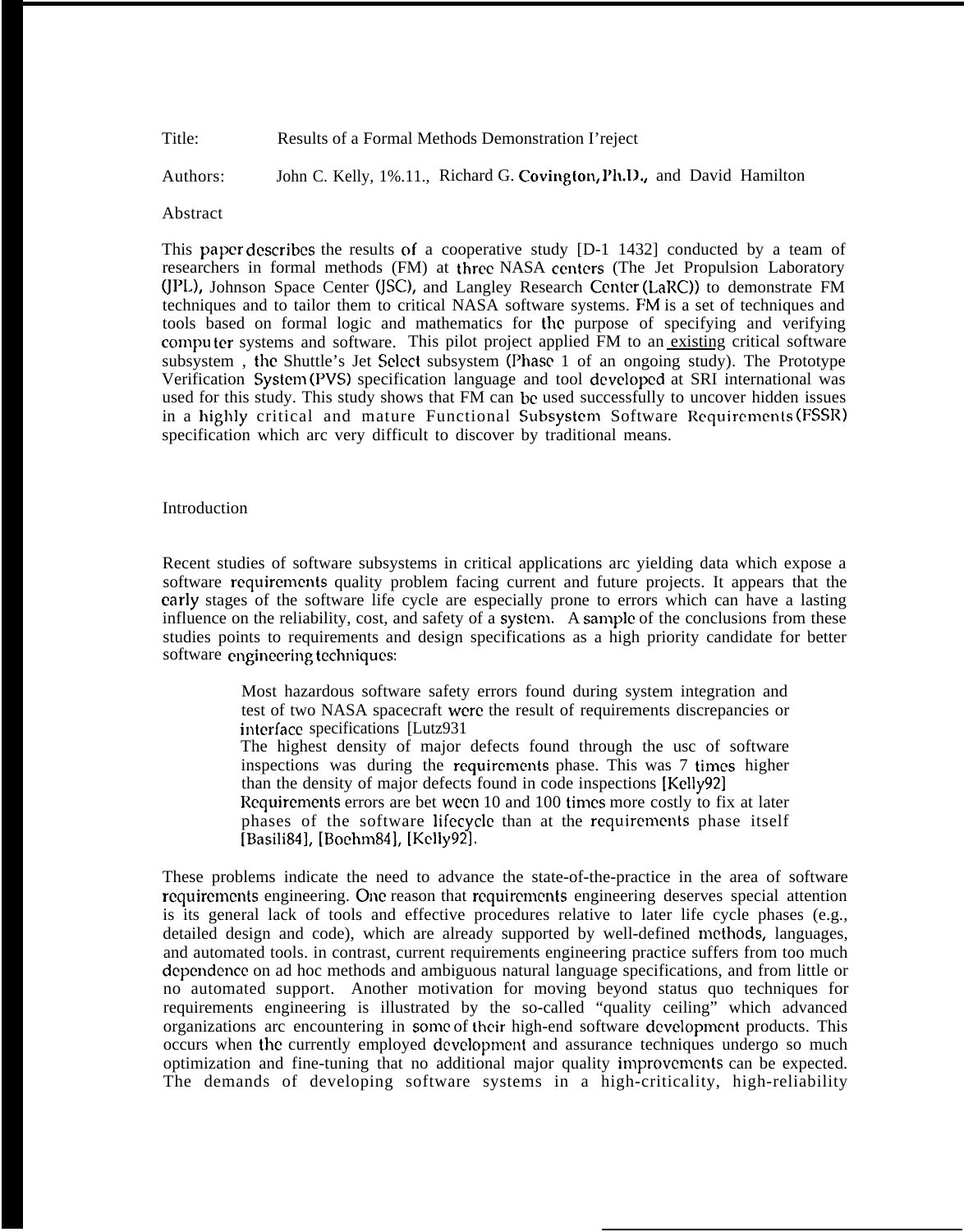Title: Results of a Formal Methods Demonstration I'reject

Authors: John C. Kelly, 1%.11., Richard G. Covington, Ph.D., and David Hamilton

Abstract

This paper describes the results of a cooperative study [D-1 1432] conducted by a team of researchers in formal methods (FM) at three NASA centers (The Jet Propulsion Laboratory (JPL), Johnson Space Center (JSC), and Langley Research Center (LaRC)) to demonstrate FM techniques and to tailor them to critical NASA software systems. FM is a set of techniques and tools based on formal logic and mathematics for the purpose of specifying and verifying computer systems and software. This pilot project applied FM to an existing critical software subsystem , the Shuttle's Jet Select subsystem (Phase 1 of an ongoing study). The Prototype Verification System (PVS) specification language and tool developed at SRI international was used for this study. This study shows that FM can be used successfully to uncover hidden issues in a highly critical and mature Functional Subsystem Software Requirements (FSSR) specification which arc very difficult to discover by traditional means.

Introduction

Recent studies of software subsystems in critical applications arc yielding data which expose a software requirements quality problem facing current and future projects. It appears that the early stages of the software life cycle are especially prone to errors which can have a lasting influence on the reliability, cost, and safety of a system. A sample of the conclusions from these studies points to requirements and design specifications as a high priority candidate for better software engineering techniques:

> Most hazardous software safety errors found during system integration and test of two NASA spacecraft were the result of requirements discrepancies or interface specifications [Lutz931
> The highest density of major defects found through the usc of software inspections was during the requirements phase. This was 7 times higher than the density of major defects found in code inspections [Kelly92]
> Requirements errors are bet ween 10 and 100 times more costly to fix at later phases of the software lifecycle than at the requirements phase itself [Basili84], [Boehm84], [Kelly92].

These problems indicate the need to advance the state-of-the-practice in the area of software requirements engineering. One reason that requirements engineering deserves special attention is its general lack of tools and effective procedures relative to later life cycle phases (e.g., detailed design and code), which are already supported by well-defined methods, languages, and automated tools. in contrast, current requirements engineering practice suffers from too much dependence on ad hoc methods and ambiguous natural language specifications, and from little or no automated support. Another motivation for moving beyond status quo techniques for requirements engineering is illustrated by the so-called "quality ceiling" which advanced organizations arc encountering in some of their high-end software development products. This occurs when the currently employed development and assurance techniques undergo so much optimization and fine-tuning that no additional major quality improvements can be expected. The demands of developing software systems in a high-criticality, high-reliability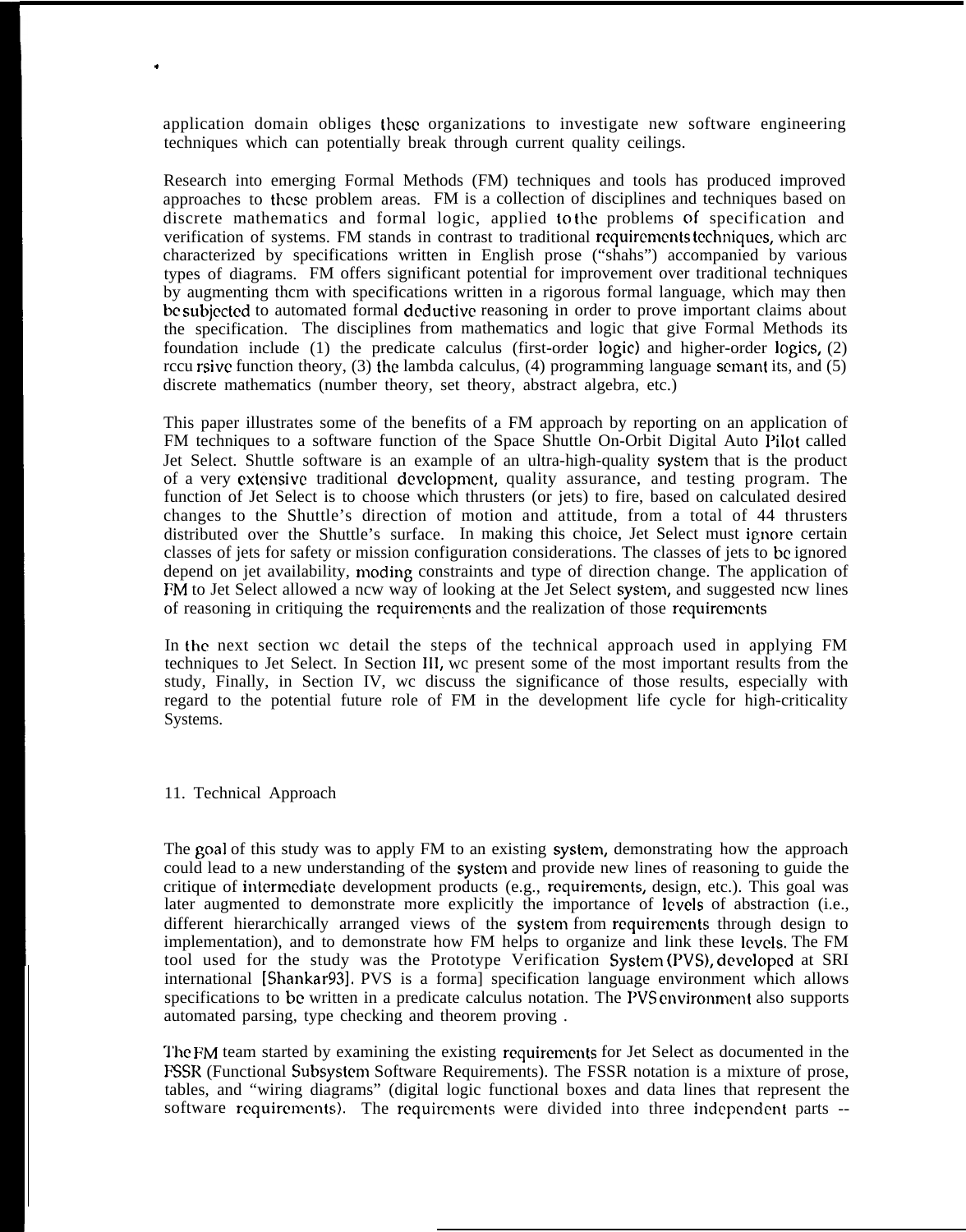application domain obliges these organizations to investigate new software engineering techniques which can potentially break through current quality ceilings.

Research into emerging Formal Methods (FM) techniques and tools has produced improved approaches to these problem areas. FM is a collection of disciplines and techniques based on discrete mathematics and formal logic, applied to the problems of specification and verification of systems. FM stands in contrast to traditional requirements techniques, which arc characterized by specifications written in English prose ("shahs") accompanied by various types of diagrams. FM offers significant potential for improvement over traditional techniques by augmenting them with specifications written in a rigorous formal language, which may then be subjected to automated formal deductive reasoning in order to prove important claims about the specification. The disciplines from mathematics and logic that give Formal Methods its foundation include (1) the predicate calculus (first-order logic) and higher-order logics, (2) recursive function theory, (3) the lambda calculus, (4) programming language semantics, and (5) discrete mathematics (number theory, set theory, abstract algebra, etc.)

This paper illustrates some of the benefits of a FM approach by reporting on an application of FM techniques to a software function of the Space Shuttle On-Orbit Digital Auto Pilot called Jet Select. Shuttle software is an example of an ultra-high-quality system that is the product of a very extensive traditional development, quality assurance, and testing program. The function of Jet Select is to choose which thrusters (or jets) to fire, based on calculated desired changes to the Shuttle's direction of motion and attitude, from a total of 44 thrusters distributed over the Shuttle's surface. In making this choice, Jet Select must ignore certain classes of jets for safety or mission configuration considerations. The classes of jets to be ignored depend on jet availability, moding constraints and type of direction change. The application of FM to Jet Select allowed a new way of looking at the Jet Select system, and suggested new lines of reasoning in critiquing the requirements and the realization of those requirements

In the next section we detail the steps of the technical approach used in applying FM techniques to Jet Select. In Section III, we present some of the most important results from the study, Finally, in Section IV, we discuss the significance of those results, especially with regard to the potential future role of FM in the development life cycle for high-criticality Systems.

## II. Technical Approach

The goal of this study was to apply FM to an existing system, demonstrating how the approach could lead to a new understanding of the system and provide new lines of reasoning to guide the critique of intermediate development products (e.g., requirements, design, etc.). This goal was later augmented to demonstrate more explicitly the importance of levels of abstraction (i.e., different hierarchically arranged views of the system from requirements through design to implementation), and to demonstrate how FM helps to organize and link these levels. The FM tool used for the study was the Prototype Verification System (PVS), developed at SRI international [Shankar93]. PVS is a formal specification language environment which allows specifications to be written in a predicate calculus notation. The PVS environment also supports automated parsing, type checking and theorem proving .

The FM team started by examining the existing requirements for Jet Select as documented in the FSSR (Functional Subsystem Software Requirements). The FSSR notation is a mixture of prose, tables, and "wiring diagrams" (digital logic functional boxes and data lines that represent the software requirements). The requirements were divided into three independent parts --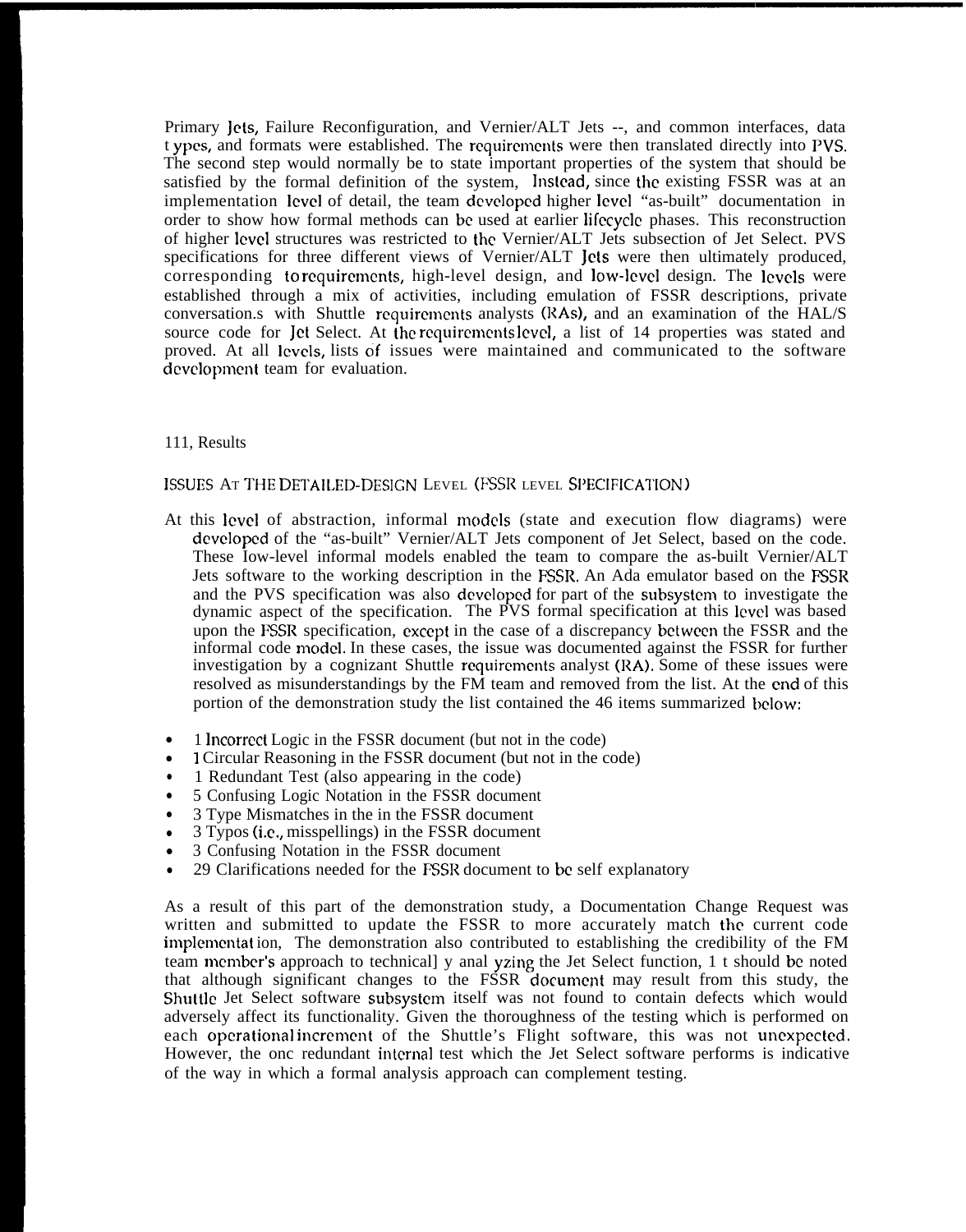Primary Jets, Failure Reconfiguration, and Vernier/ALT Jets --, and common interfaces, data types, and formats were established. The requirements were then translated directly into PVS. The second step would normally be to state important properties of the system that should be satisfied by the formal definition of the system, Instead, since the existing FSSR was at an implementation level of detail, the team developed higher level "as-built" documentation in order to show how formal methods can be used at earlier lifecycle phases. This reconstruction of higher level structures was restricted to the Vernier/ALT Jets subsection of Jet Select. PVS specifications for three different views of Vernier/ALT Jets were then ultimately produced, corresponding to requirements, high-level design, and low-level design. The levels were established through a mix of activities, including emulation of FSSR descriptions, private conversation.s with Shuttle requirements analysts (RAs), and an examination of the HAL/S source code for Jet Select. At the requirements level, a list of 14 properties was stated and proved. At all levels, lists of issues were maintained and communicated to the software development team for evaluation.

## 111, Results

### ISSUES AT THE DETAILED-DESIGN LEVEL (FSSR LEVEL SPECIFICATION)

At this level of abstraction, informal models (state and execution flow diagrams) were developed of the "as-built" Vernier/ALT Jets component of Jet Select, based on the code. These low-level informal models enabled the team to compare the as-built Vernier/ALT Jets software to the working description in the FSSR. An Ada emulator based on the FSSR and the PVS specification was also developed for part of the subsystem to investigate the dynamic aspect of the specification. The PVS formal specification at this level was based upon the FSSR specification, except in the case of a discrepancy between the FSSR and the informal code model. In these cases, the issue was documented against the FSSR for further investigation by a cognizant Shuttle requirements analyst (RA). Some of these issues were resolved as misunderstandings by the FM team and removed from the list. At the end of this portion of the demonstration study the list contained the 46 items summarized below:

- 1 Incorrect Logic in the FSSR document (but not in the code)
- 1 Circular Reasoning in the FSSR document (but not in the code)
- 1 Redundant Test (also appearing in the code)
- 5 Confusing Logic Notation in the FSSR document
- 3 Type Mismatches in the in the FSSR document
- 3 Typos (i.e., misspellings) in the FSSR document
- 3 Confusing Notation in the FSSR document
- 29 Clarifications needed for the FSSR document to be self explanatory

As a result of this part of the demonstration study, a Documentation Change Request was written and submitted to update the FSSR to more accurately match the current code implementat ion, The demonstration also contributed to establishing the credibility of the FM team member's approach to technical] y anal yzing the Jet Select function, 1 t should be noted that although significant changes to the FSSR document may result from this study, the Shuttle Jet Select software subsystem itself was not found to contain defects which would adversely affect its functionality. Given the thoroughness of the testing which is performed on each operational increment of the Shuttle's Flight software, this was not unexpected. However, the onc redundant internal test which the Jet Select software performs is indicative of the way in which a formal analysis approach can complement testing.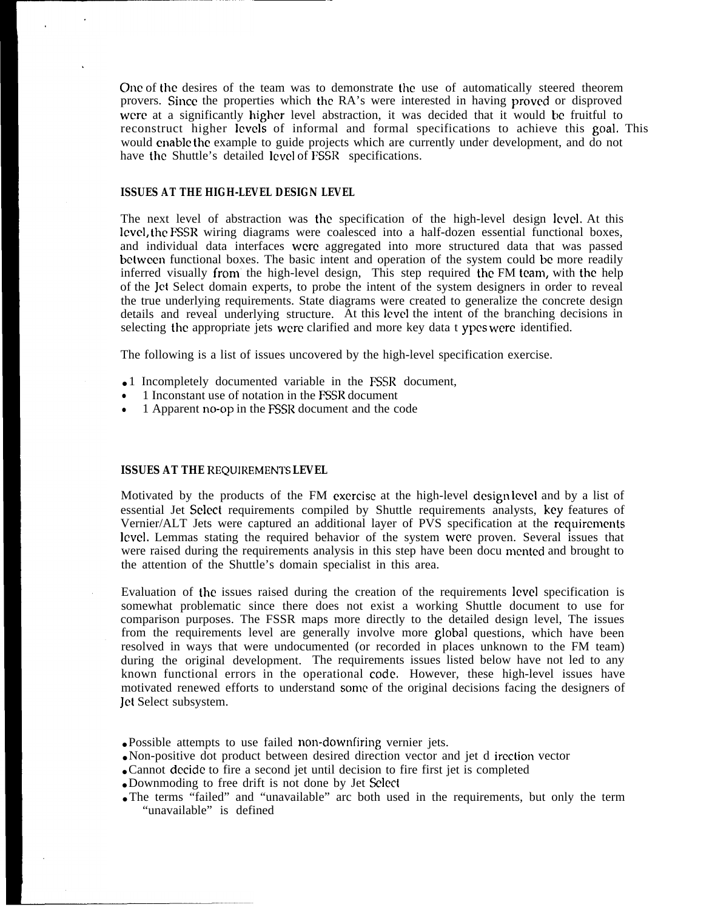One of the desires of the team was to demonstrate the use of automatically steered theorem provers. Since the properties which the RA's were interested in having proved or disproved were at a significantly higher level abstraction, it was decided that it would be fruitful to reconstruct higher levels of informal and formal specifications to achieve this goal. This would enable the example to guide projects which are currently under development, and do not have the Shuttle's detailed level of FSSR specifications.

## ISSUES AT THE HIGH-LEVEL DESIGN LEVEL

The next level of abstraction was the specification of the high-level design level. At this level, the FSSR wiring diagrams were coalesced into a half-dozen essential functional boxes, and individual data interfaces were aggregated into more structured data that was passed between functional boxes. The basic intent and operation of the system could be more readily inferred visually from the high-level design, This step required the FM team, with the help of the Jet Select domain experts, to probe the intent of the system designers in order to reveal the true underlying requirements. State diagrams were created to generalize the concrete design details and reveal underlying structure. At this level the intent of the branching decisions in selecting the appropriate jets were clarified and more key data types were identified.

The following is a list of issues uncovered by the high-level specification exercise.

- 1 Incompletely documented variable in the FSSR document,
- 1 Inconstant use of notation in the FSSR document
- 1 Apparent no-op in the FSSR document and the code

## ISSUES AT THE REQUIREMENTS LEVEL

Motivated by the products of the FM exercise at the high-level design level and by a list of essential Jet Select requirements compiled by Shuttle requirements analysts, key features of Vernier/ALT Jets were captured an additional layer of PVS specification at the requirements level. Lemmas stating the required behavior of the system were proven. Several issues that were raised during the requirements analysis in this step have been documented and brought to the attention of the Shuttle's domain specialist in this area.

Evaluation of the issues raised during the creation of the requirements level specification is somewhat problematic since there does not exist a working Shuttle document to use for comparison purposes. The FSSR maps more directly to the detailed design level, The issues from the requirements level are generally involve more global questions, which have been resolved in ways that were undocumented (or recorded in places unknown to the FM team) during the original development. The requirements issues listed below have not led to any known functional errors in the operational code. However, these high-level issues have motivated renewed efforts to understand some of the original decisions facing the designers of Jet Select subsystem.

- Possible attempts to use failed non-downfiring vernier jets.
- Non-positive dot product between desired direction vector and jet direction vector
- Cannot decide to fire a second jet until decision to fire first jet is completed
- Downmoding to free drift is not done by Jet Select
- The terms "failed" and "unavailable" are both used in the requirements, but only the term "unavailable" is defined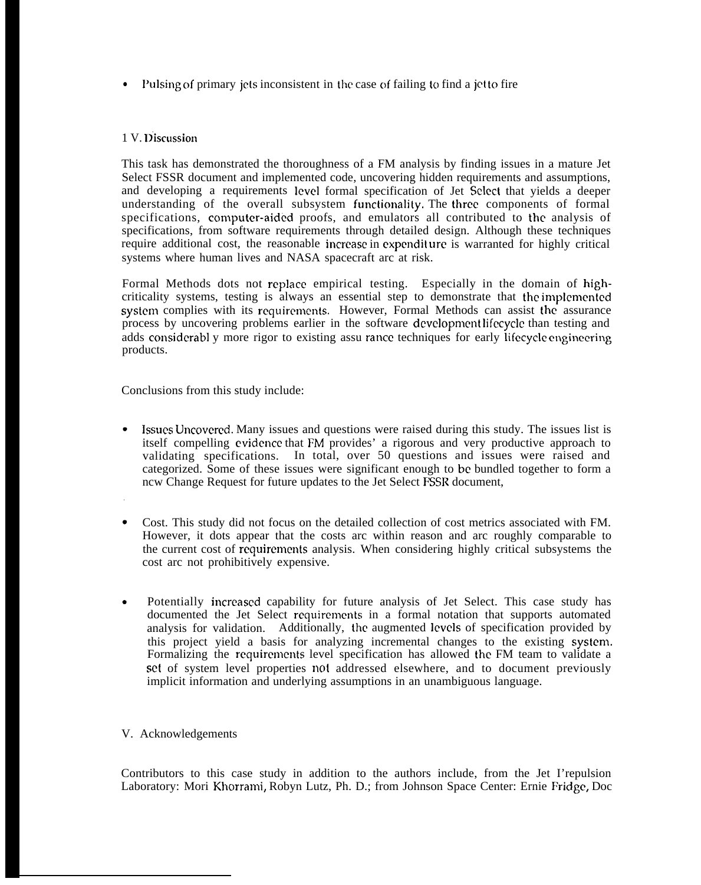- Pulsing of primary jets inconsistent in the case of failing to find a jet to fire

## 1 V. Discussion

This task has demonstrated the thoroughness of a FM analysis by finding issues in a mature Jet Select FSSR document and implemented code, uncovering hidden requirements and assumptions, and developing a requirements level formal specification of Jet Select that yields a deeper understanding of the overall subsystem functionality. The three components of formal specifications, computer-aided proofs, and emulators all contributed to the analysis of specifications, from software requirements through detailed design. Although these techniques require additional cost, the reasonable increase in expenditure is warranted for highly critical systems where human lives and NASA spacecraft arc at risk.

Formal Methods dots not replace empirical testing. Especially in the domain of high-criticality systems, testing is always an essential step to demonstrate that the implemented system complies with its requirements. However, Formal Methods can assist the assurance process by uncovering problems earlier in the software development lifecycle than testing and adds considerabl y more rigor to existing assu rance techniques for early lifecycle engineering products.

Conclusions from this study include:

- Issues Uncovered. Many issues and questions were raised during this study. The issues list is itself compelling evidence that FM provides' a rigorous and very productive approach to validating specifications. In total, over 50 questions and issues were raised and categorized. Some of these issues were significant enough to be bundled together to form a ncw Change Request for future updates to the Jet Select FSSR document,

- Cost. This study did not focus on the detailed collection of cost metrics associated with FM. However, it dots appear that the costs arc within reason and arc roughly comparable to the current cost of requirements analysis. When considering highly critical subsystems the cost arc not prohibitively expensive.

- Potentially increased capability for future analysis of Jet Select. This case study has documented the Jet Select requirements in a formal notation that supports automated analysis for validation. Additionally, the augmented levels of specification provided by this project yield a basis for analyzing incremental changes to the existing system. Formalizing the requirements level specification has allowed the FM team to validate a set of system level properties not addressed elsewhere, and to document previously implicit information and underlying assumptions in an unambiguous language.

## V. Acknowledgements

Contributors to this case study in addition to the authors include, from the Jet I'repulsion Laboratory: Mori Khorrami, Robyn Lutz, Ph. D.; from Johnson Space Center: Ernie Fridge, Doc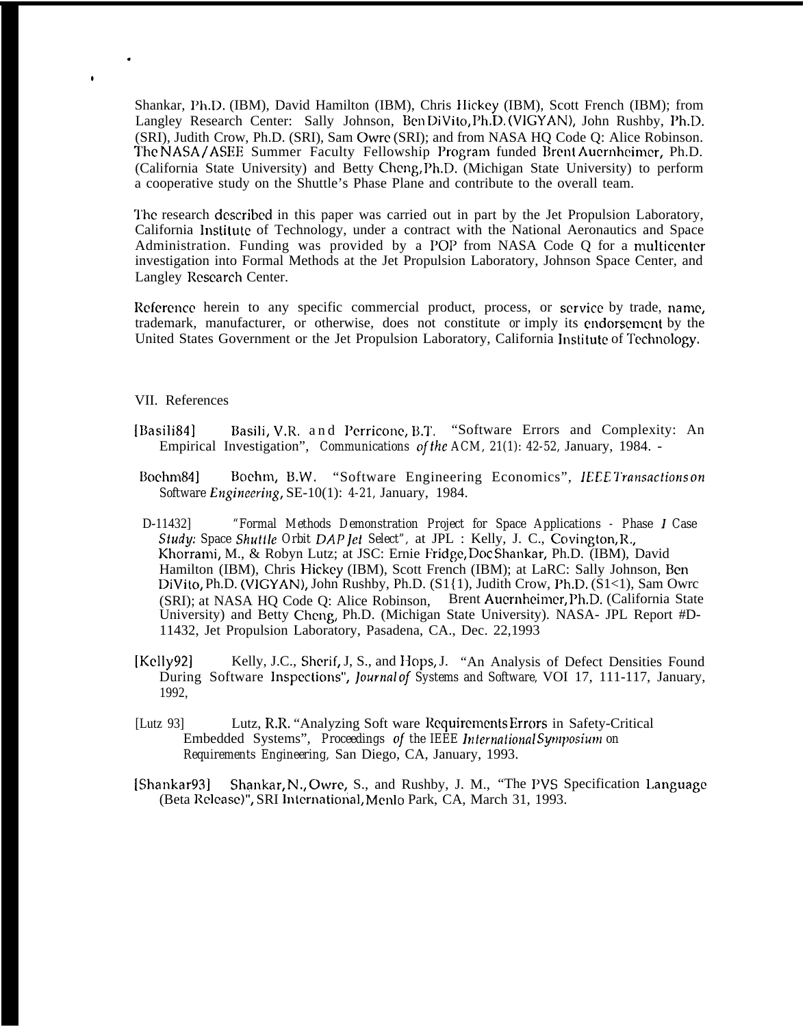Shankar, Ph.D. (IBM), David Hamilton (IBM), Chris Hickey (IBM), Scott French (IBM); from Langley Research Center: Sally Johnson, Ben DiVito, Ph.D. (VIGYAN), John Rushby, Ph.D. (SRI), Judith Crow, Ph.D. (SRI), Sam Owre (SRI); and from NASA HQ Code Q: Alice Robinson. The NASA/ASEE Summer Faculty Fellowship Program funded Brent Auernheimer, Ph.D. (California State University) and Betty Cheng, Ph.D. (Michigan State University) to perform a cooperative study on the Shuttle's Phase Plane and contribute to the overall team.

The research described in this paper was carried out in part by the Jet Propulsion Laboratory, California Institute of Technology, under a contract with the National Aeronautics and Space Administration. Funding was provided by a POP from NASA Code Q for a multicenter investigation into Formal Methods at the Jet Propulsion Laboratory, Johnson Space Center, and Langley Research Center.

Reference herein to any specific commercial product, process, or service by trade, name, trademark, manufacturer, or otherwise, does not constitute or imply its endorsement by the United States Government or the Jet Propulsion Laboratory, California Institute of Technology.

## VII. References

[Basili84] Basili, V.R. and Perricone, B.T. "Software Errors and Complexity: An Empirical Investigation", *Communications of the ACM*, 21(1): 42-52, January, 1984. -

[Boehm84] Boehm, B.W. "Software Engineering Economics", *IEEE Transactions on Software Engineering*, SE-10(1): 4-21, January, 1984.

[D-11432] "Formal Methods Demonstration Project for Space Applications - Phase I Case Study: Space Shuttle Orbit DAP Jet Select", at JPL : Kelly, J. C., Covington, R., Khorrami, M., & Robyn Lutz; at JSC: Ernie Fridge, Doc Shankar, Ph.D. (IBM), David Hamilton (IBM), Chris Hickey (IBM), Scott French (IBM); at LaRC: Sally Johnson, Ben DiVito, Ph.D. (VIGYAN), John Rushby, Ph.D. (S1{1), Judith Crow, Ph.D. (S1<1), Sam Owre (SRI); at NASA HQ Code Q: Alice Robinson, Brent Auernheimer, Ph.D. (California State University) and Betty Cheng, Ph.D. (Michigan State University). NASA- JPL Report #D-11432, Jet Propulsion Laboratory, Pasadena, CA., Dec. 22,1993

[Kelly92] Kelly, J.C., Sherif, J, S., and Hops, J. "An Analysis of Defect Densities Found During Software Inspections", *Journal of Systems and Software*, VOI 17, 111-117, January, 1992,

[Lutz 93] Lutz, R.R. "Analyzing Soft ware Requirements Errors in Safety-Critical Embedded Systems", *Proceedings of the IEEE International Symposium on Requirements Engineering*, San Diego, CA, January, 1993.

[Shankar93] Shankar, N., Owre, S., and Rushby, J. M., "The PVS Specification Language (Beta Release)", SRI International, Menlo Park, CA, March 31, 1993.